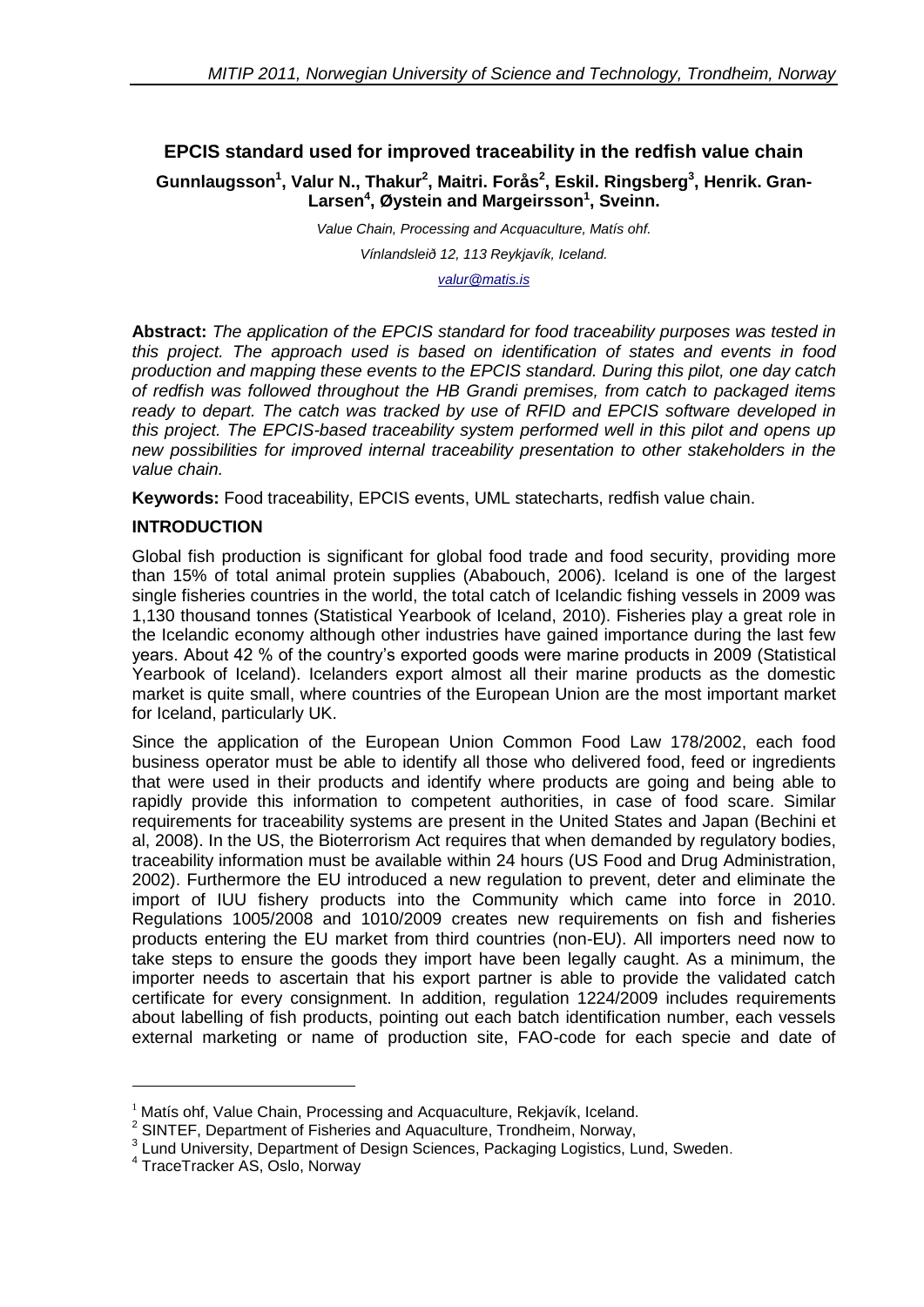## EPCIS standard used for improved traceability in the redfish value chain

**Gunnlaugsson[1], Valur N., Thakur[2], Maitri. Forås[2], Eskil. Ringsberg[3], Henrik. Gran-Larsen[4], Øystein and Margeirsson[1], Sveinn.**

*Value Chain, Processing and Acquaculture, Matís ohf.*

*Vínlandsleið 12, 113 Reykjavík, Iceland.*

*valur@matis.is*

**Abstract:** *The application of the EPCIS standard for food traceability purposes was tested in this project. The approach used is based on identification of states and events in food production and mapping these events to the EPCIS standard. During this pilot, one day catch of redfish was followed throughout the HB Grandi premises, from catch to packaged items ready to depart. The catch was tracked by use of RFID and EPCIS software developed in this project. The EPCIS-based traceability system performed well in this pilot and opens up new possibilities for improved internal traceability presentation to other stakeholders in the value chain.*

**Keywords:** Food traceability, EPCIS events, UML statecharts, redfish value chain.

### INTRODUCTION

Global fish production is significant for global food trade and food security, providing more than 15% of total animal protein supplies (Ababouch, 2006). Iceland is one of the largest single fisheries countries in the world, the total catch of Icelandic fishing vessels in 2009 was 1,130 thousand tonnes (Statistical Yearbook of Iceland, 2010). Fisheries play a great role in the Icelandic economy although other industries have gained importance during the last few years. About 42 % of the country's exported goods were marine products in 2009 (Statistical Yearbook of Iceland). Icelanders export almost all their marine products as the domestic market is quite small, where countries of the European Union are the most important market for Iceland, particularly UK.

Since the application of the European Union Common Food Law 178/2002, each food business operator must be able to identify all those who delivered food, feed or ingredients that were used in their products and identify where products are going and being able to rapidly provide this information to competent authorities, in case of food scare. Similar requirements for traceability systems are present in the United States and Japan (Bechini et al, 2008). In the US, the Bioterrorism Act requires that when demanded by regulatory bodies, traceability information must be available within 24 hours (US Food and Drug Administration, 2002). Furthermore the EU introduced a new regulation to prevent, deter and eliminate the import of IUU fishery products into the Community which came into force in 2010. Regulations 1005/2008 and 1010/2009 creates new requirements on fish and fisheries products entering the EU market from third countries (non-EU). All importers need now to take steps to ensure the goods they import have been legally caught. As a minimum, the importer needs to ascertain that his export partner is able to provide the validated catch certificate for every consignment. In addition, regulation 1224/2009 includes requirements about labelling of fish products, pointing out each batch identification number, each vessels external marketing or name of production site, FAO-code for each specie and date of

---

[1] Matís ohf, Value Chain, Processing and Acquaculture, Rekjavík, Iceland.

[2] SINTEF, Department of Fisheries and Aquaculture, Trondheim, Norway,

[3] Lund University, Department of Design Sciences, Packaging Logistics, Lund, Sweden.

[4] TraceTracker AS, Oslo, Norway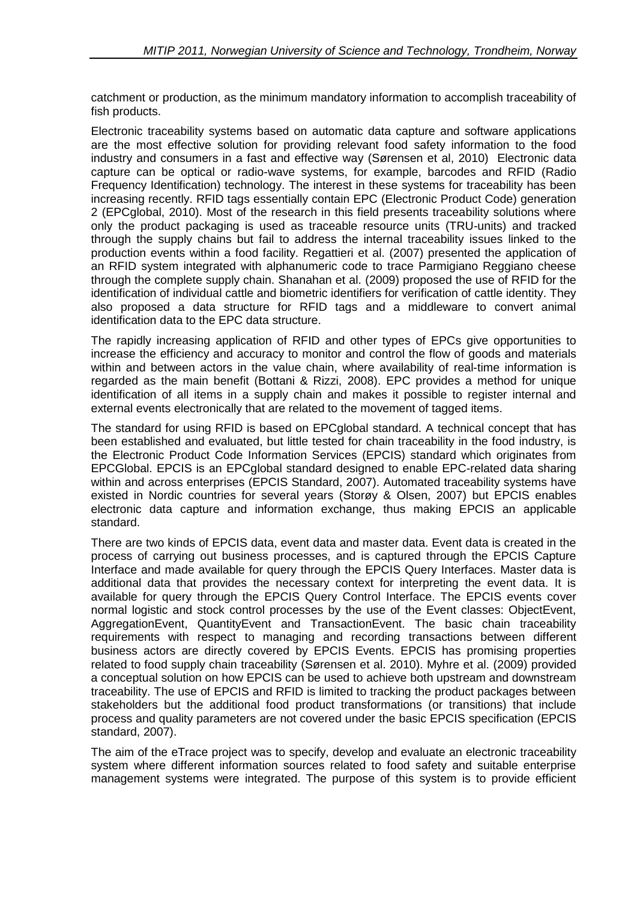catchment or production, as the minimum mandatory information to accomplish traceability of fish products.

Electronic traceability systems based on automatic data capture and software applications are the most effective solution for providing relevant food safety information to the food industry and consumers in a fast and effective way (Sørensen et al, 2010) Electronic data capture can be optical or radio-wave systems, for example, barcodes and RFID (Radio Frequency Identification) technology. The interest in these systems for traceability has been increasing recently. RFID tags essentially contain EPC (Electronic Product Code) generation 2 (EPCglobal, 2010). Most of the research in this field presents traceability solutions where only the product packaging is used as traceable resource units (TRU-units) and tracked through the supply chains but fail to address the internal traceability issues linked to the production events within a food facility. Regattieri et al. (2007) presented the application of an RFID system integrated with alphanumeric code to trace Parmigiano Reggiano cheese through the complete supply chain. Shanahan et al. (2009) proposed the use of RFID for the identification of individual cattle and biometric identifiers for verification of cattle identity. They also proposed a data structure for RFID tags and a middleware to convert animal identification data to the EPC data structure.

The rapidly increasing application of RFID and other types of EPCs give opportunities to increase the efficiency and accuracy to monitor and control the flow of goods and materials within and between actors in the value chain, where availability of real-time information is regarded as the main benefit (Bottani & Rizzi, 2008). EPC provides a method for unique identification of all items in a supply chain and makes it possible to register internal and external events electronically that are related to the movement of tagged items.

The standard for using RFID is based on EPCglobal standard. A technical concept that has been established and evaluated, but little tested for chain traceability in the food industry, is the Electronic Product Code Information Services (EPCIS) standard which originates from EPCGlobal. EPCIS is an EPCglobal standard designed to enable EPC-related data sharing within and across enterprises (EPCIS Standard, 2007). Automated traceability systems have existed in Nordic countries for several years (Storøy & Olsen, 2007) but EPCIS enables electronic data capture and information exchange, thus making EPCIS an applicable standard.

There are two kinds of EPCIS data, event data and master data. Event data is created in the process of carrying out business processes, and is captured through the EPCIS Capture Interface and made available for query through the EPCIS Query Interfaces. Master data is additional data that provides the necessary context for interpreting the event data. It is available for query through the EPCIS Query Control Interface. The EPCIS events cover normal logistic and stock control processes by the use of the Event classes: ObjectEvent, AggregationEvent, QuantityEvent and TransactionEvent. The basic chain traceability requirements with respect to managing and recording transactions between different business actors are directly covered by EPCIS Events. EPCIS has promising properties related to food supply chain traceability (Sørensen et al. 2010). Myhre et al. (2009) provided a conceptual solution on how EPCIS can be used to achieve both upstream and downstream traceability. The use of EPCIS and RFID is limited to tracking the product packages between stakeholders but the additional food product transformations (or transitions) that include process and quality parameters are not covered under the basic EPCIS specification (EPCIS standard, 2007).

The aim of the eTrace project was to specify, develop and evaluate an electronic traceability system where different information sources related to food safety and suitable enterprise management systems were integrated. The purpose of this system is to provide efficient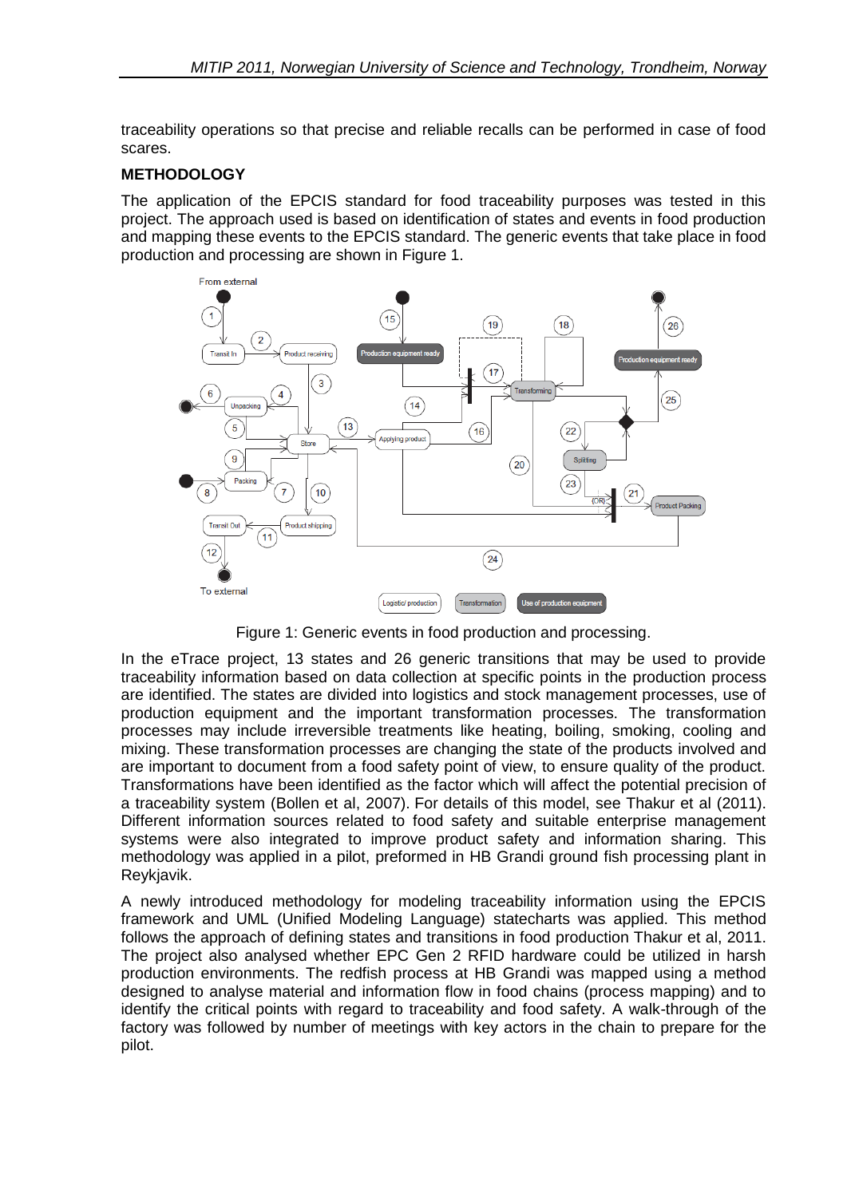traceability operations so that precise and reliable recalls can be performed in case of food scares.

## METHODOLOGY

The application of the EPCIS standard for food traceability purposes was tested in this project. The approach used is based on identification of states and events in food production and mapping these events to the EPCIS standard. The generic events that take place in food production and processing are shown in Figure 1.

Figure 1: Generic events in food production and processing.

In the eTrace project, 13 states and 26 generic transitions that may be used to provide traceability information based on data collection at specific points in the production process are identified. The states are divided into logistics and stock management processes, use of production equipment and the important transformation processes. The transformation processes may include irreversible treatments like heating, boiling, smoking, cooling and mixing. These transformation processes are changing the state of the products involved and are important to document from a food safety point of view, to ensure quality of the product. Transformations have been identified as the factor which will affect the potential precision of a traceability system (Bollen et al, 2007). For details of this model, see Thakur et al (2011). Different information sources related to food safety and suitable enterprise management systems were also integrated to improve product safety and information sharing. This methodology was applied in a pilot, preformed in HB Grandi ground fish processing plant in Reykjavik.

A newly introduced methodology for modeling traceability information using the EPCIS framework and UML (Unified Modeling Language) statecharts was applied. This method follows the approach of defining states and transitions in food production Thakur et al, 2011. The project also analysed whether EPC Gen 2 RFID hardware could be utilized in harsh production environments. The redfish process at HB Grandi was mapped using a method designed to analyse material and information flow in food chains (process mapping) and to identify the critical points with regard to traceability and food safety. A walk-through of the factory was followed by number of meetings with key actors in the chain to prepare for the pilot.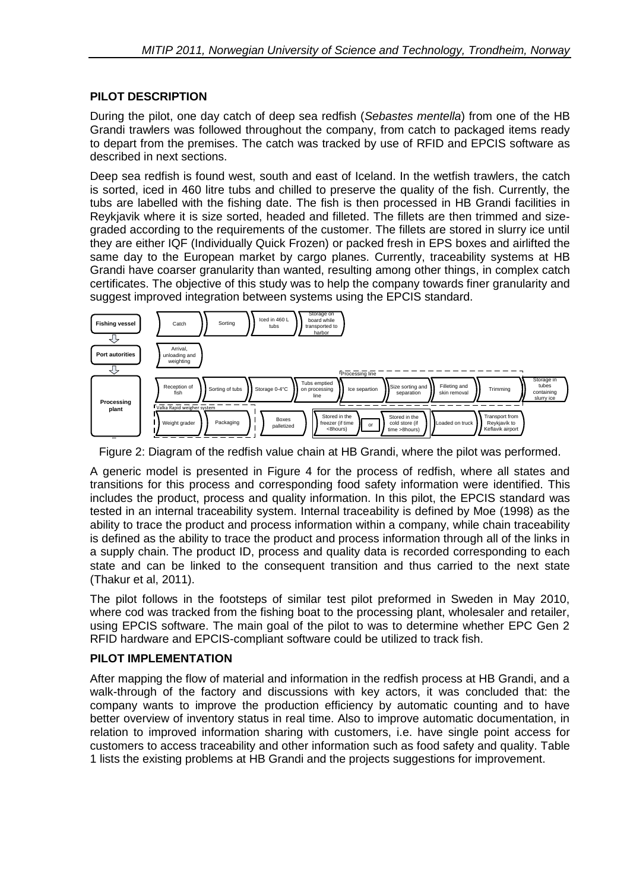## PILOT DESCRIPTION

During the pilot, one day catch of deep sea redfish (*Sebastes mentella*) from one of the HB Grandi trawlers was followed throughout the company, from catch to packaged items ready to depart from the premises. The catch was tracked by use of RFID and EPCIS software as described in next sections.

Deep sea redfish is found west, south and east of Iceland. In the wetfish trawlers, the catch is sorted, iced in 460 litre tubs and chilled to preserve the quality of the fish. Currently, the tubs are labelled with the fishing date. The fish is then processed in HB Grandi facilities in Reykjavik where it is size sorted, headed and filleted. The fillets are then trimmed and size-graded according to the requirements of the customer. The fillets are stored in slurry ice until they are either IQF (Individually Quick Frozen) or packed fresh in EPS boxes and airlifted the same day to the European market by cargo planes. Currently, traceability systems at HB Grandi have coarser granularity than wanted, resulting among other things, in complex catch certificates. The objective of this study was to help the company towards finer granularity and suggest improved integration between systems using the EPCIS standard.

Figure 2: Diagram of the redfish value chain at HB Grandi, where the pilot was performed.

A generic model is presented in Figure 4 for the process of redfish, where all states and transitions for this process and corresponding food safety information were identified. This includes the product, process and quality information. In this pilot, the EPCIS standard was tested in an internal traceability system. Internal traceability is defined by Moe (1998) as the ability to trace the product and process information within a company, while chain traceability is defined as the ability to trace the product and process information through all of the links in a supply chain. The product ID, process and quality data is recorded corresponding to each state and can be linked to the consequent transition and thus carried to the next state (Thakur et al, 2011).

The pilot follows in the footsteps of similar test pilot preformed in Sweden in May 2010, where cod was tracked from the fishing boat to the processing plant, wholesaler and retailer, using EPCIS software. The main goal of the pilot to was to determine whether EPC Gen 2 RFID hardware and EPCIS-compliant software could be utilized to track fish.

## PILOT IMPLEMENTATION

After mapping the flow of material and information in the redfish process at HB Grandi, and a walk-through of the factory and discussions with key actors, it was concluded that: the company wants to improve the production efficiency by automatic counting and to have better overview of inventory status in real time. Also to improve automatic documentation, in relation to improved information sharing with customers, i.e. have single point access for customers to access traceability and other information such as food safety and quality. Table 1 lists the existing problems at HB Grandi and the projects suggestions for improvement.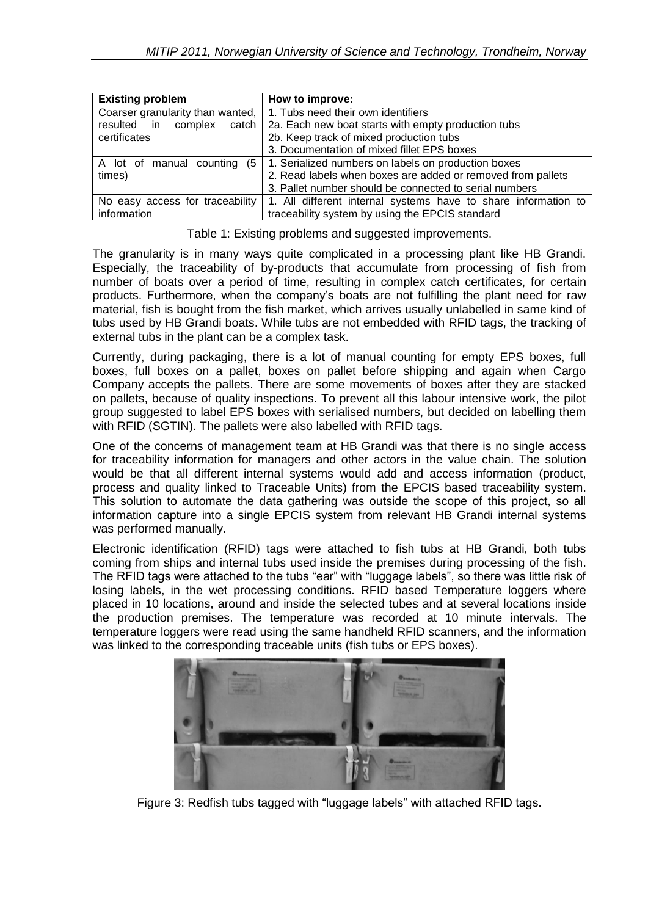| Existing problem | How to improve: |
| --- | --- |
| Coarser granularity than wanted, resulted in complex catch certificates | 1. Tubs need their own identifiers<br>2a. Each new boat starts with empty production tubs<br>2b. Keep track of mixed production tubs<br>3. Documentation of mixed fillet EPS boxes |
| A lot of manual counting (5 times) | 1. Serialized numbers on labels on production boxes<br>2. Read labels when boxes are added or removed from pallets<br>3. Pallet number should be connected to serial numbers |
| No easy access for traceability information | 1. All different internal systems have to share information to traceability system by using the EPCIS standard |

Table 1: Existing problems and suggested improvements.

The granularity is in many ways quite complicated in a processing plant like HB Grandi. Especially, the traceability of by-products that accumulate from processing of fish from number of boats over a period of time, resulting in complex catch certificates, for certain products. Furthermore, when the company's boats are not fulfilling the plant need for raw material, fish is bought from the fish market, which arrives usually unlabelled in same kind of tubs used by HB Grandi boats. While tubs are not embedded with RFID tags, the tracking of external tubs in the plant can be a complex task.

Currently, during packaging, there is a lot of manual counting for empty EPS boxes, full boxes, full boxes on a pallet, boxes on pallet before shipping and again when Cargo Company accepts the pallets. There are some movements of boxes after they are stacked on pallets, because of quality inspections. To prevent all this labour intensive work, the pilot group suggested to label EPS boxes with serialised numbers, but decided on labelling them with RFID (SGTIN). The pallets were also labelled with RFID tags.

One of the concerns of management team at HB Grandi was that there is no single access for traceability information for managers and other actors in the value chain. The solution would be that all different internal systems would add and access information (product, process and quality linked to Traceable Units) from the EPCIS based traceability system. This solution to automate the data gathering was outside the scope of this project, so all information capture into a single EPCIS system from relevant HB Grandi internal systems was performed manually.

Electronic identification (RFID) tags were attached to fish tubs at HB Grandi, both tubs coming from ships and internal tubs used inside the premises during processing of the fish. The RFID tags were attached to the tubs "ear" with "luggage labels", so there was little risk of losing labels, in the wet processing conditions. RFID based Temperature loggers where placed in 10 locations, around and inside the selected tubes and at several locations inside the production premises. The temperature was recorded at 10 minute intervals. The temperature loggers were read using the same handheld RFID scanners, and the information was linked to the corresponding traceable units (fish tubs or EPS boxes).

Figure 3: Redfish tubs tagged with "luggage labels" with attached RFID tags.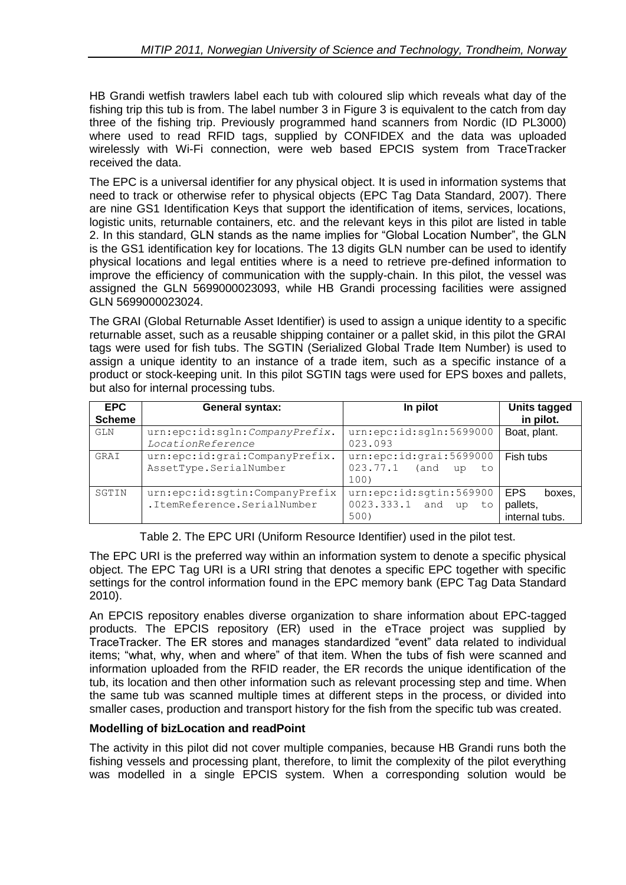HB Grandi wetfish trawlers label each tub with coloured slip which reveals what day of the fishing trip this tub is from. The label number 3 in Figure 3 is equivalent to the catch from day three of the fishing trip. Previously programmed hand scanners from Nordic (ID PL3000) where used to read RFID tags, supplied by CONFIDEX and the data was uploaded wirelessly with Wi-Fi connection, were web based EPCIS system from TraceTracker received the data.

The EPC is a universal identifier for any physical object. It is used in information systems that need to track or otherwise refer to physical objects (EPC Tag Data Standard, 2007). There are nine GS1 Identification Keys that support the identification of items, services, locations, logistic units, returnable containers, etc. and the relevant keys in this pilot are listed in table 2. In this standard, GLN stands as the name implies for "Global Location Number", the GLN is the GS1 identification key for locations. The 13 digits GLN number can be used to identify physical locations and legal entities where is a need to retrieve pre-defined information to improve the efficiency of communication with the supply-chain. In this pilot, the vessel was assigned the GLN 5699000023093, while HB Grandi processing facilities were assigned GLN 5699000023024.

The GRAI (Global Returnable Asset Identifier) is used to assign a unique identity to a specific returnable asset, such as a reusable shipping container or a pallet skid, in this pilot the GRAI tags were used for fish tubs. The SGTIN (Serialized Global Trade Item Number) is used to assign a unique identity to an instance of a trade item, such as a specific instance of a product or stock-keeping unit. In this pilot SGTIN tags were used for EPS boxes and pallets, but also for internal processing tubs.

| EPC Scheme | General syntax: | In pilot | Units tagged in pilot. |
|---|---|---|---|
| GLN | urn:epc:id:sgln:*CompanyPrefix.LocationReference* | urn:epc:id:sgln:5699000023.093 | Boat, plant. |
| GRAI | urn:epc:id:grai:CompanyPrefix.AssetType.SerialNumber | urn:epc:id:grai:5699000023.77.1 (and up to 100) | Fish tubs |
| SGTIN | urn:epc:id:sgtin:CompanyPrefix.ItemReference.SerialNumber | urn:epc:id:sgtin:5699000023.333.1 and up to 500) | EPS boxes, pallets, internal tubs. |

Table 2. The EPC URI (Uniform Resource Identifier) used in the pilot test.

The EPC URI is the preferred way within an information system to denote a specific physical object. The EPC Tag URI is a URI string that denotes a specific EPC together with specific settings for the control information found in the EPC memory bank (EPC Tag Data Standard 2010).

An EPCIS repository enables diverse organization to share information about EPC-tagged products. The EPCIS repository (ER) used in the eTrace project was supplied by TraceTracker. The ER stores and manages standardized "event" data related to individual items; "what, why, when and where" of that item. When the tubs of fish were scanned and information uploaded from the RFID reader, the ER records the unique identification of the tub, its location and then other information such as relevant processing step and time. When the same tub was scanned multiple times at different steps in the process, or divided into smaller cases, production and transport history for the fish from the specific tub was created.

**Modelling of bizLocation and readPoint**

The activity in this pilot did not cover multiple companies, because HB Grandi runs both the fishing vessels and processing plant, therefore, to limit the complexity of the pilot everything was modelled in a single EPCIS system. When a corresponding solution would be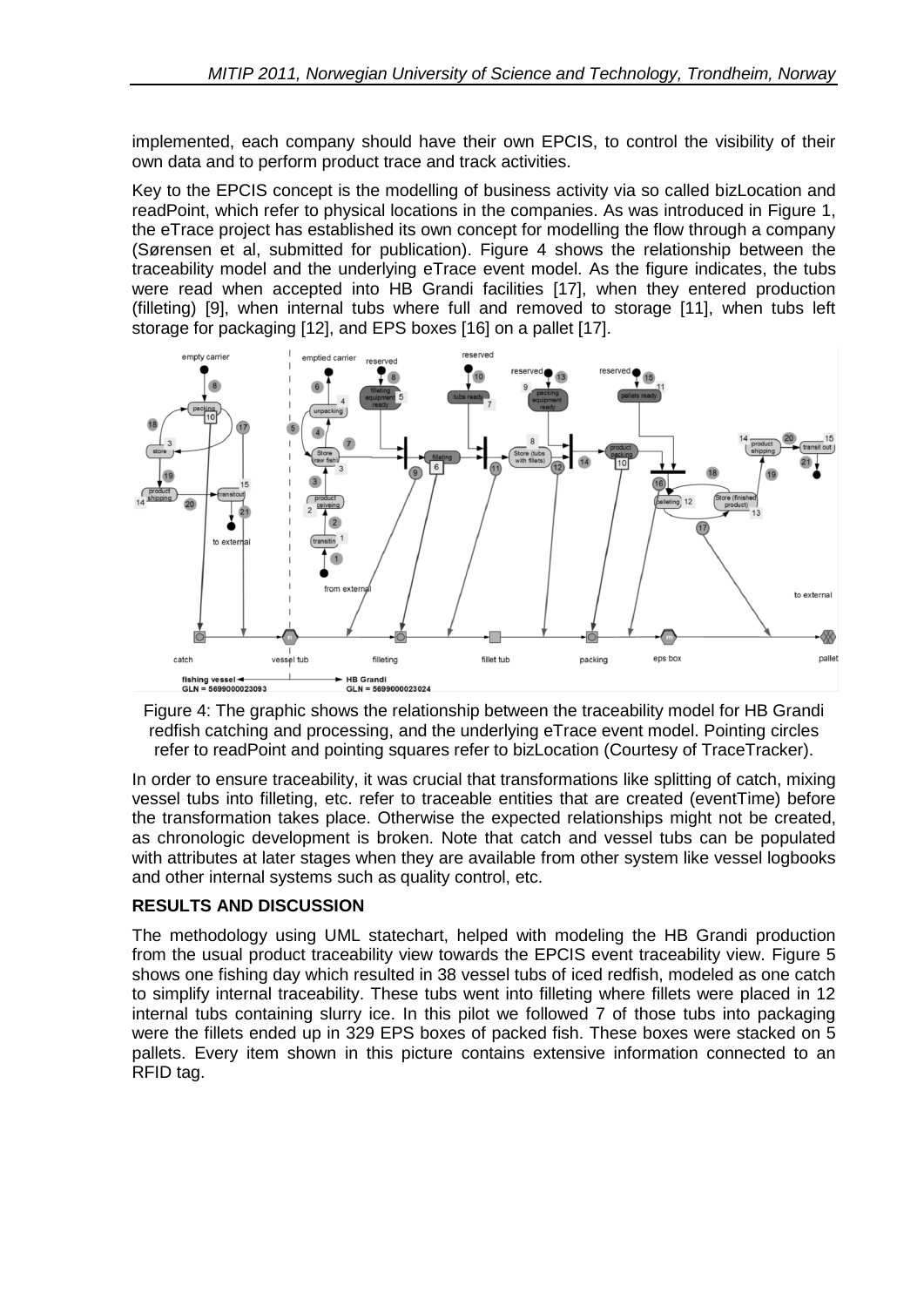implemented, each company should have their own EPCIS, to control the visibility of their own data and to perform product trace and track activities.

Key to the EPCIS concept is the modelling of business activity via so called bizLocation and readPoint, which refer to physical locations in the companies. As was introduced in Figure 1, the eTrace project has established its own concept for modelling the flow through a company (Sørensen et al, submitted for publication). Figure 4 shows the relationship between the traceability model and the underlying eTrace event model. As the figure indicates, the tubs were read when accepted into HB Grandi facilities [17], when they entered production (filleting) [9], when internal tubs where full and removed to storage [11], when tubs left storage for packaging [12], and EPS boxes [16] on a pallet [17].

Figure 4: The graphic shows the relationship between the traceability model for HB Grandi redfish catching and processing, and the underlying eTrace event model. Pointing circles refer to readPoint and pointing squares refer to bizLocation (Courtesy of TraceTracker).

In order to ensure traceability, it was crucial that transformations like splitting of catch, mixing vessel tubs into filleting, etc. refer to traceable entities that are created (eventTime) before the transformation takes place. Otherwise the expected relationships might not be created, as chronologic development is broken. Note that catch and vessel tubs can be populated with attributes at later stages when they are available from other system like vessel logbooks and other internal systems such as quality control, etc.

## RESULTS AND DISCUSSION

The methodology using UML statechart, helped with modeling the HB Grandi production from the usual product traceability view towards the EPCIS event traceability view. Figure 5 shows one fishing day which resulted in 38 vessel tubs of iced redfish, modeled as one catch to simplify internal traceability. These tubs went into filleting where fillets were placed in 12 internal tubs containing slurry ice. In this pilot we followed 7 of those tubs into packaging were the fillets ended up in 329 EPS boxes of packed fish. These boxes were stacked on 5 pallets. Every item shown in this picture contains extensive information connected to an RFID tag.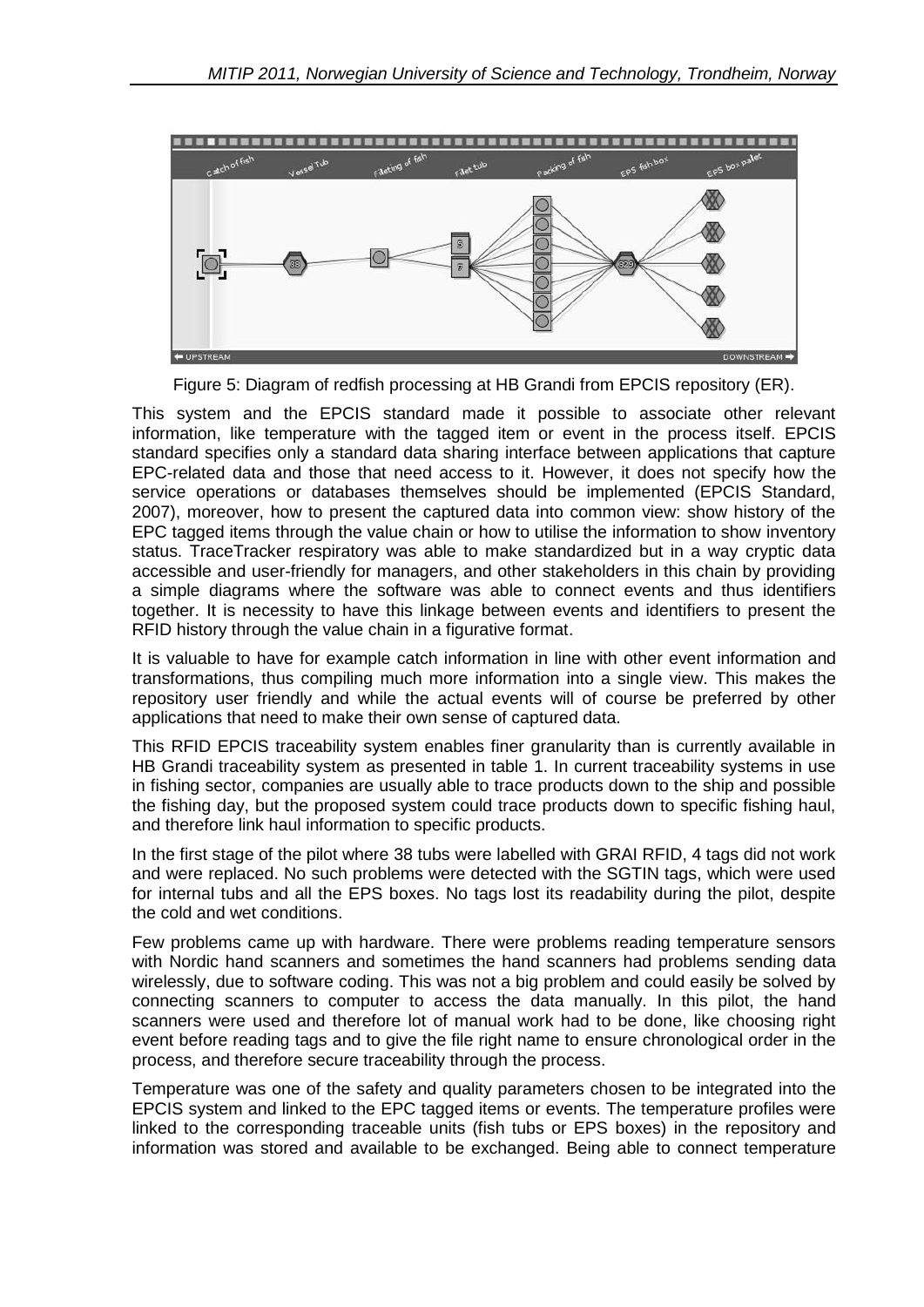Figure 5: Diagram of redfish processing at HB Grandi from EPCIS repository (ER).

This system and the EPCIS standard made it possible to associate other relevant information, like temperature with the tagged item or event in the process itself. EPCIS standard specifies only a standard data sharing interface between applications that capture EPC-related data and those that need access to it. However, it does not specify how the service operations or databases themselves should be implemented (EPCIS Standard, 2007), moreover, how to present the captured data into common view: show history of the EPC tagged items through the value chain or how to utilise the information to show inventory status. TraceTracker respiratory was able to make standardized but in a way cryptic data accessible and user-friendly for managers, and other stakeholders in this chain by providing a simple diagrams where the software was able to connect events and thus identifiers together. It is necessity to have this linkage between events and identifiers to present the RFID history through the value chain in a figurative format.

It is valuable to have for example catch information in line with other event information and transformations, thus compiling much more information into a single view. This makes the repository user friendly and while the actual events will of course be preferred by other applications that need to make their own sense of captured data.

This RFID EPCIS traceability system enables finer granularity than is currently available in HB Grandi traceability system as presented in table 1. In current traceability systems in use in fishing sector, companies are usually able to trace products down to the ship and possible the fishing day, but the proposed system could trace products down to specific fishing haul, and therefore link haul information to specific products.

In the first stage of the pilot where 38 tubs were labelled with GRAI RFID, 4 tags did not work and were replaced. No such problems were detected with the SGTIN tags, which were used for internal tubs and all the EPS boxes. No tags lost its readability during the pilot, despite the cold and wet conditions.

Few problems came up with hardware. There were problems reading temperature sensors with Nordic hand scanners and sometimes the hand scanners had problems sending data wirelessly, due to software coding. This was not a big problem and could easily be solved by connecting scanners to computer to access the data manually. In this pilot, the hand scanners were used and therefore lot of manual work had to be done, like choosing right event before reading tags and to give the file right name to ensure chronological order in the process, and therefore secure traceability through the process.

Temperature was one of the safety and quality parameters chosen to be integrated into the EPCIS system and linked to the EPC tagged items or events. The temperature profiles were linked to the corresponding traceable units (fish tubs or EPS boxes) in the repository and information was stored and available to be exchanged. Being able to connect temperature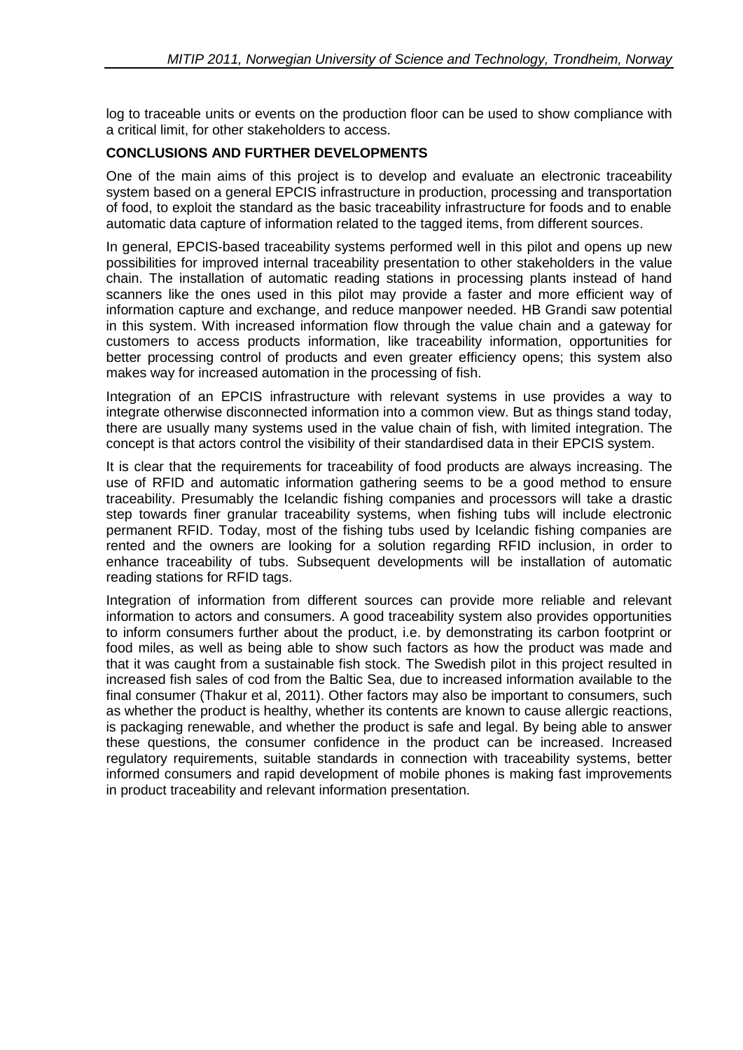log to traceable units or events on the production floor can be used to show compliance with a critical limit, for other stakeholders to access.

## CONCLUSIONS AND FURTHER DEVELOPMENTS

One of the main aims of this project is to develop and evaluate an electronic traceability system based on a general EPCIS infrastructure in production, processing and transportation of food, to exploit the standard as the basic traceability infrastructure for foods and to enable automatic data capture of information related to the tagged items, from different sources.

In general, EPCIS-based traceability systems performed well in this pilot and opens up new possibilities for improved internal traceability presentation to other stakeholders in the value chain. The installation of automatic reading stations in processing plants instead of hand scanners like the ones used in this pilot may provide a faster and more efficient way of information capture and exchange, and reduce manpower needed. HB Grandi saw potential in this system. With increased information flow through the value chain and a gateway for customers to access products information, like traceability information, opportunities for better processing control of products and even greater efficiency opens; this system also makes way for increased automation in the processing of fish.

Integration of an EPCIS infrastructure with relevant systems in use provides a way to integrate otherwise disconnected information into a common view. But as things stand today, there are usually many systems used in the value chain of fish, with limited integration. The concept is that actors control the visibility of their standardised data in their EPCIS system.

It is clear that the requirements for traceability of food products are always increasing. The use of RFID and automatic information gathering seems to be a good method to ensure traceability. Presumably the Icelandic fishing companies and processors will take a drastic step towards finer granular traceability systems, when fishing tubs will include electronic permanent RFID. Today, most of the fishing tubs used by Icelandic fishing companies are rented and the owners are looking for a solution regarding RFID inclusion, in order to enhance traceability of tubs. Subsequent developments will be installation of automatic reading stations for RFID tags.

Integration of information from different sources can provide more reliable and relevant information to actors and consumers. A good traceability system also provides opportunities to inform consumers further about the product, i.e. by demonstrating its carbon footprint or food miles, as well as being able to show such factors as how the product was made and that it was caught from a sustainable fish stock. The Swedish pilot in this project resulted in increased fish sales of cod from the Baltic Sea, due to increased information available to the final consumer (Thakur et al, 2011). Other factors may also be important to consumers, such as whether the product is healthy, whether its contents are known to cause allergic reactions, is packaging renewable, and whether the product is safe and legal. By being able to answer these questions, the consumer confidence in the product can be increased. Increased regulatory requirements, suitable standards in connection with traceability systems, better informed consumers and rapid development of mobile phones is making fast improvements in product traceability and relevant information presentation.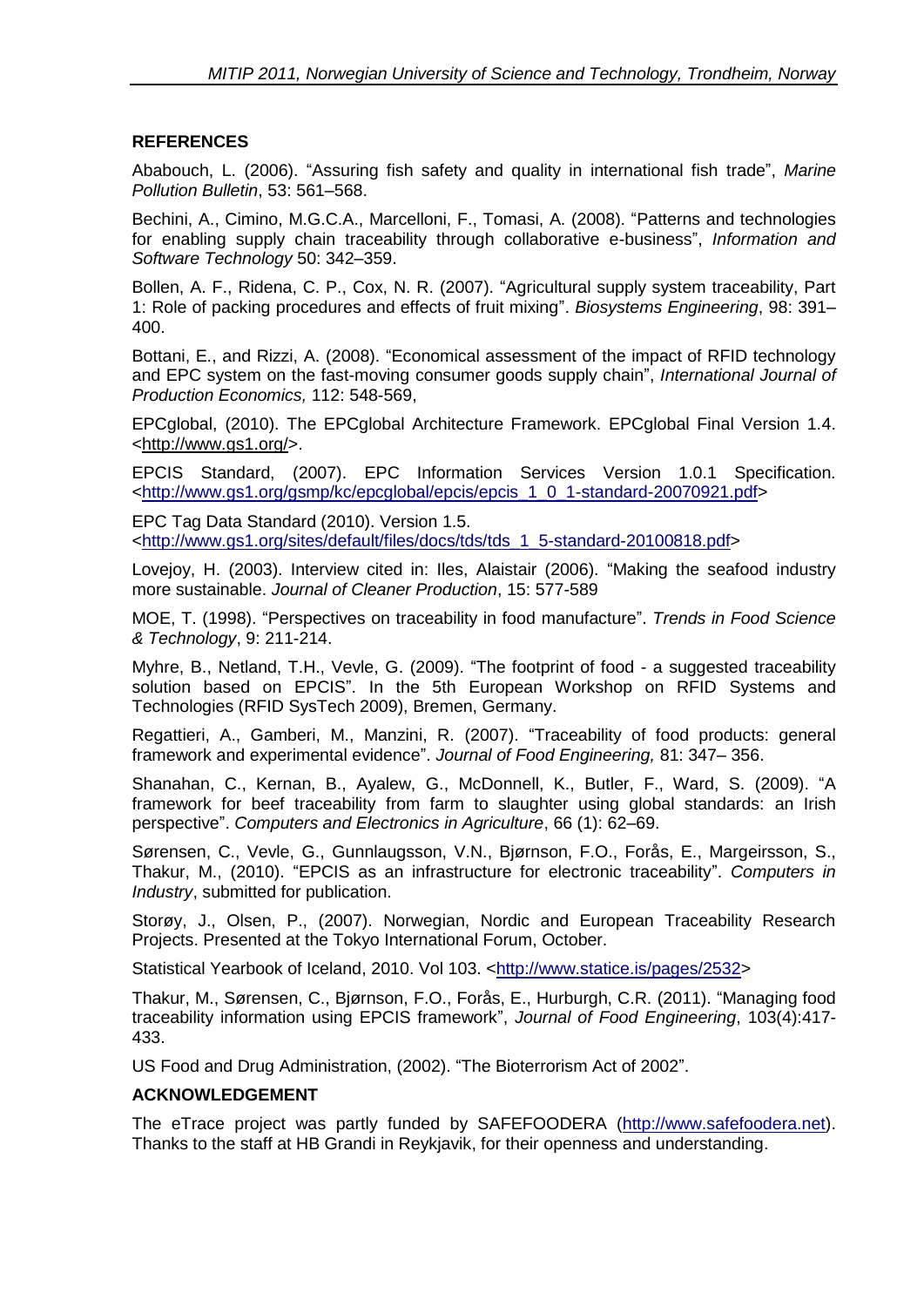## REFERENCES

Ababouch, L. (2006). "Assuring fish safety and quality in international fish trade", *Marine Pollution Bulletin*, 53: 561–568.

Bechini, A., Cimino, M.G.C.A., Marcelloni, F., Tomasi, A. (2008). "Patterns and technologies for enabling supply chain traceability through collaborative e-business", *Information and Software Technology* 50: 342–359.

Bollen, A. F., Ridena, C. P., Cox, N. R. (2007). "Agricultural supply system traceability, Part 1: Role of packing procedures and effects of fruit mixing". *Biosystems Engineering*, 98: 391–400.

Bottani, E., and Rizzi, A. (2008). "Economical assessment of the impact of RFID technology and EPC system on the fast-moving consumer goods supply chain", *International Journal of Production Economics,* 112: 548-569,

EPCglobal, (2010). The EPCglobal Architecture Framework. EPCglobal Final Version 1.4. <http://www.gs1.org/>.

EPCIS Standard, (2007). EPC Information Services Version 1.0.1 Specification. <http://www.gs1.org/gsmp/kc/epcglobal/epcis/epcis_1_0_1-standard-20070921.pdf>

EPC Tag Data Standard (2010). Version 1.5. <http://www.gs1.org/sites/default/files/docs/tds/tds_1_5-standard-20100818.pdf>

Lovejoy, H. (2003). Interview cited in: Iles, Alaistair (2006). "Making the seafood industry more sustainable. *Journal of Cleaner Production*, 15: 577-589

MOE, T. (1998). "Perspectives on traceability in food manufacture". *Trends in Food Science & Technology*, 9: 211-214.

Myhre, B., Netland, T.H., Vevle, G. (2009). "The footprint of food - a suggested traceability solution based on EPCIS". In the 5th European Workshop on RFID Systems and Technologies (RFID SysTech 2009), Bremen, Germany.

Regattieri, A., Gamberi, M., Manzini, R. (2007). "Traceability of food products: general framework and experimental evidence". *Journal of Food Engineering,* 81: 347– 356.

Shanahan, C., Kernan, B., Ayalew, G., McDonnell, K., Butler, F., Ward, S. (2009). "A framework for beef traceability from farm to slaughter using global standards: an Irish perspective". *Computers and Electronics in Agriculture*, 66 (1): 62–69.

Sørensen, C., Vevle, G., Gunnlaugsson, V.N., Bjørnson, F.O., Forås, E., Margeirsson, S., Thakur, M., (2010). "EPCIS as an infrastructure for electronic traceability". *Computers in Industry*, submitted for publication.

Storøy, J., Olsen, P., (2007). Norwegian, Nordic and European Traceability Research Projects. Presented at the Tokyo International Forum, October.

Statistical Yearbook of Iceland, 2010. Vol 103. <http://www.statice.is/pages/2532>

Thakur, M., Sørensen, C., Bjørnson, F.O., Forås, E., Hurburgh, C.R. (2011). "Managing food traceability information using EPCIS framework", *Journal of Food Engineering*, 103(4):417-433.

US Food and Drug Administration, (2002). "The Bioterrorism Act of 2002".

## ACKNOWLEDGEMENT

The eTrace project was partly funded by SAFEFOODERA (http://www.safefoodera.net). Thanks to the staff at HB Grandi in Reykjavik, for their openness and understanding.